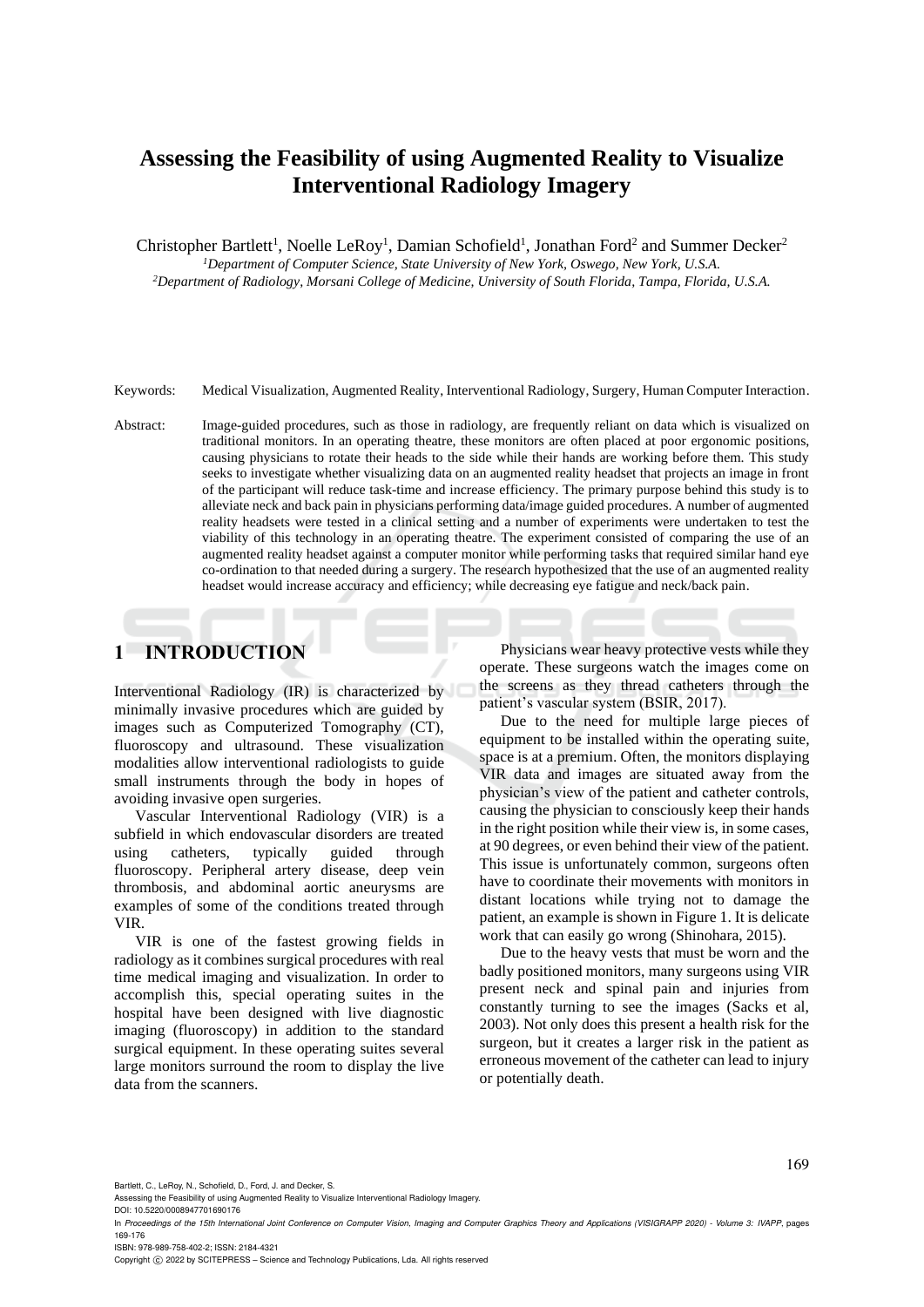# Assessing the Feasibility of using Augmented Reality to Visualize Interventional Radiology Imagery

Christopher Bartlett[1], Noelle LeRoy[1], Damian Schofield[1], Jonathan Ford[2] and Summer Decker[2]

[1]*Department of Computer Science, State University of New York, Oswego, New York, U.S.A.*
[2]*Department of Radiology, Morsani College of Medicine, University of South Florida, Tampa, Florida, U.S.A.*

Keywords: Medical Visualization, Augmented Reality, Interventional Radiology, Surgery, Human Computer Interaction.

Abstract: Image-guided procedures, such as those in radiology, are frequently reliant on data which is visualized on traditional monitors. In an operating theatre, these monitors are often placed at poor ergonomic positions, causing physicians to rotate their heads to the side while their hands are working before them. This study seeks to investigate whether visualizing data on an augmented reality headset that projects an image in front of the participant will reduce task-time and increase efficiency. The primary purpose behind this study is to alleviate neck and back pain in physicians performing data/image guided procedures. A number of augmented reality headsets were tested in a clinical setting and a number of experiments were undertaken to test the viability of this technology in an operating theatre. The experiment consisted of comparing the use of an augmented reality headset against a computer monitor while performing tasks that required similar hand eye co-ordination to that needed during a surgery. The research hypothesized that the use of an augmented reality headset would increase accuracy and efficiency; while decreasing eye fatigue and neck/back pain.

## 1 INTRODUCTION

Interventional Radiology (IR) is characterized by minimally invasive procedures which are guided by images such as Computerized Tomography (CT), fluoroscopy and ultrasound. These visualization modalities allow interventional radiologists to guide small instruments through the body in hopes of avoiding invasive open surgeries.

Vascular Interventional Radiology (VIR) is a subfield in which endovascular disorders are treated using catheters, typically guided through fluoroscopy. Peripheral artery disease, deep vein thrombosis, and abdominal aortic aneurysms are examples of some of the conditions treated through VIR.

VIR is one of the fastest growing fields in radiology as it combines surgical procedures with real time medical imaging and visualization. In order to accomplish this, special operating suites in the hospital have been designed with live diagnostic imaging (fluoroscopy) in addition to the standard surgical equipment. In these operating suites several large monitors surround the room to display the live data from the scanners.

Physicians wear heavy protective vests while they operate. These surgeons watch the images come on the screens as they thread catheters through the patient's vascular system (BSIR, 2017).

Due to the need for multiple large pieces of equipment to be installed within the operating suite, space is at a premium. Often, the monitors displaying VIR data and images are situated away from the physician's view of the patient and catheter controls, causing the physician to consciously keep their hands in the right position while their view is, in some cases, at 90 degrees, or even behind their view of the patient. This issue is unfortunately common, surgeons often have to coordinate their movements with monitors in distant locations while trying not to damage the patient, an example is shown in Figure 1. It is delicate work that can easily go wrong (Shinohara, 2015).

Due to the heavy vests that must be worn and the badly positioned monitors, many surgeons using VIR present neck and spinal pain and injuries from constantly turning to see the images (Sacks et al, 2003). Not only does this present a health risk for the surgeon, but it creates a larger risk in the patient as erroneous movement of the catheter can lead to injury or potentially death.

Bartlett, C., LeRoy, N., Schofield, D., Ford, J. and Decker, S.
Assessing the Feasibility of using Augmented Reality to Visualize Interventional Radiology Imagery.
DOI: 10.5220/0008947701690176
In *Proceedings of the 15th International Joint Conference on Computer Vision, Imaging and Computer Graphics Theory and Applications (VISIGRAPP 2020) - Volume 3: IVAPP*, pages 169-176
ISBN: 978-989-758-402-2; ISSN: 2184-4321
Copyright © 2022 by SCITEPRESS – Science and Technology Publications, Lda. All rights reserved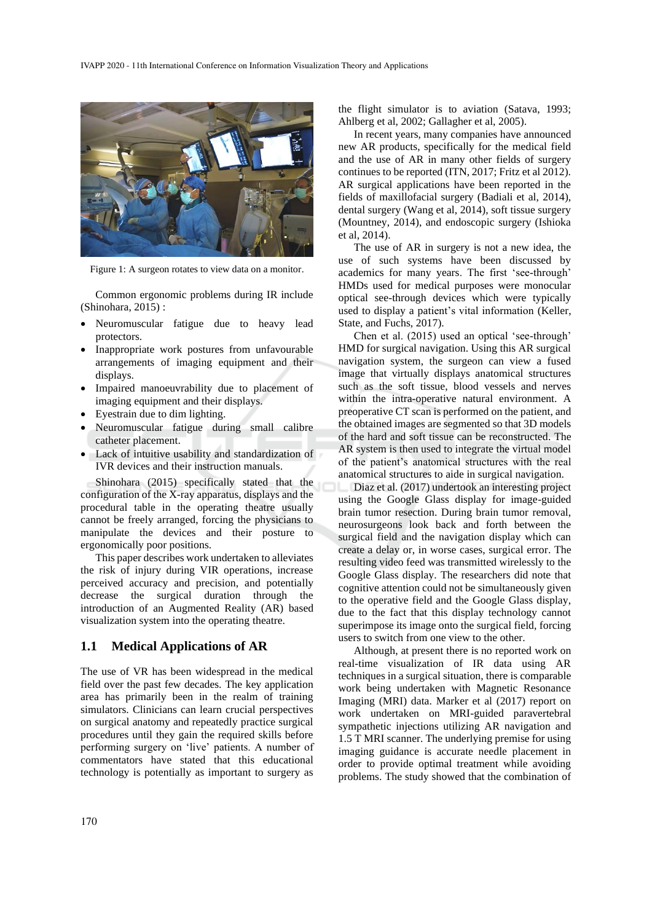Figure 1: A surgeon rotates to view data on a monitor.

Common ergonomic problems during IR include (Shinohara, 2015) :

- Neuromuscular fatigue due to heavy lead protectors.
- Inappropriate work postures from unfavourable arrangements of imaging equipment and their displays.
- Impaired manoeuvrability due to placement of imaging equipment and their displays.
- Eyestrain due to dim lighting.
- Neuromuscular fatigue during small calibre catheter placement.
- Lack of intuitive usability and standardization of IVR devices and their instruction manuals.

Shinohara (2015) specifically stated that the configuration of the X-ray apparatus, displays and the procedural table in the operating theatre usually cannot be freely arranged, forcing the physicians to manipulate the devices and their posture to ergonomically poor positions.

This paper describes work undertaken to alleviates the risk of injury during VIR operations, increase perceived accuracy and precision, and potentially decrease the surgical duration through the introduction of an Augmented Reality (AR) based visualization system into the operating theatre.

## 1.1 Medical Applications of AR

The use of VR has been widespread in the medical field over the past few decades. The key application area has primarily been in the realm of training simulators. Clinicians can learn crucial perspectives on surgical anatomy and repeatedly practice surgical procedures until they gain the required skills before performing surgery on 'live' patients. A number of commentators have stated that this educational technology is potentially as important to surgery as the flight simulator is to aviation (Satava, 1993; Ahlberg et al, 2002; Gallagher et al, 2005).

In recent years, many companies have announced new AR products, specifically for the medical field and the use of AR in many other fields of surgery continues to be reported (ITN, 2017; Fritz et al 2012). AR surgical applications have been reported in the fields of maxillofacial surgery (Badiali et al, 2014), dental surgery (Wang et al, 2014), soft tissue surgery (Mountney, 2014), and endoscopic surgery (Ishioka et al, 2014).

The use of AR in surgery is not a new idea, the use of such systems have been discussed by academics for many years. The first 'see-through' HMDs used for medical purposes were monocular optical see-through devices which were typically used to display a patient's vital information (Keller, State, and Fuchs, 2017).

Chen et al. (2015) used an optical 'see-through' HMD for surgical navigation. Using this AR surgical navigation system, the surgeon can view a fused image that virtually displays anatomical structures such as the soft tissue, blood vessels and nerves within the intra-operative natural environment. A preoperative CT scan is performed on the patient, and the obtained images are segmented so that 3D models of the hard and soft tissue can be reconstructed. The AR system is then used to integrate the virtual model of the patient's anatomical structures with the real anatomical structures to aide in surgical navigation.

Diaz et al. (2017) undertook an interesting project using the Google Glass display for image-guided brain tumor resection. During brain tumor removal, neurosurgeons look back and forth between the surgical field and the navigation display which can create a delay or, in worse cases, surgical error. The resulting video feed was transmitted wirelessly to the Google Glass display. The researchers did note that cognitive attention could not be simultaneously given to the operative field and the Google Glass display, due to the fact that this display technology cannot superimpose its image onto the surgical field, forcing users to switch from one view to the other.

Although, at present there is no reported work on real-time visualization of IR data using AR techniques in a surgical situation, there is comparable work being undertaken with Magnetic Resonance Imaging (MRI) data. Marker et al (2017) report on work undertaken on MRI-guided paravertebral sympathetic injections utilizing AR navigation and 1.5 T MRI scanner. The underlying premise for using imaging guidance is accurate needle placement in order to provide optimal treatment while avoiding problems. The study showed that the combination of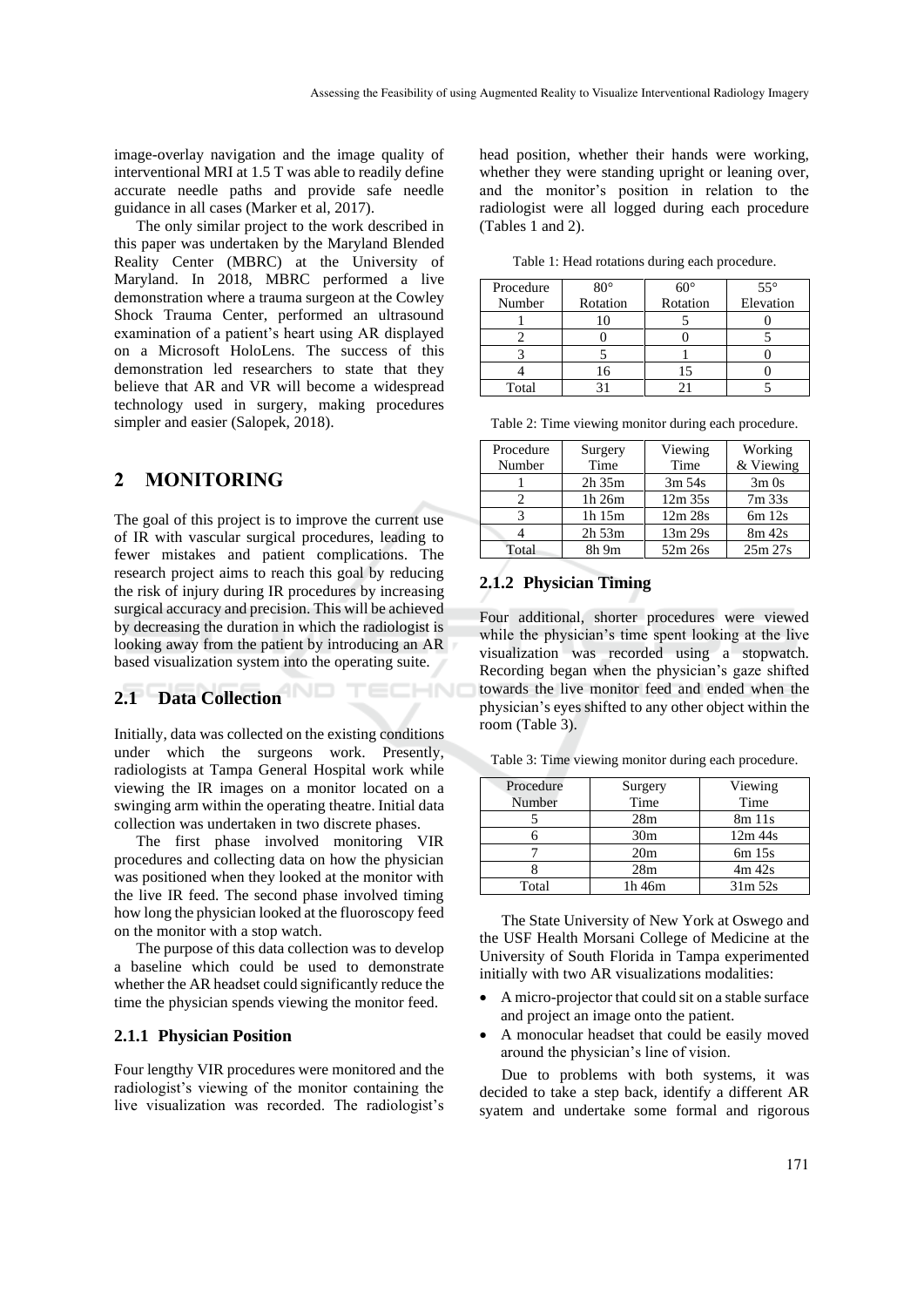image-overlay navigation and the image quality of interventional MRI at 1.5 T was able to readily define accurate needle paths and provide safe needle guidance in all cases (Marker et al, 2017).

The only similar project to the work described in this paper was undertaken by the Maryland Blended Reality Center (MBRC) at the University of Maryland. In 2018, MBRC performed a live demonstration where a trauma surgeon at the Cowley Shock Trauma Center, performed an ultrasound examination of a patient's heart using AR displayed on a Microsoft HoloLens. The success of this demonstration led researchers to state that they believe that AR and VR will become a widespread technology used in surgery, making procedures simpler and easier (Salopek, 2018).

## 2 MONITORING

The goal of this project is to improve the current use of IR with vascular surgical procedures, leading to fewer mistakes and patient complications. The research project aims to reach this goal by reducing the risk of injury during IR procedures by increasing surgical accuracy and precision. This will be achieved by decreasing the duration in which the radiologist is looking away from the patient by introducing an AR based visualization system into the operating suite.

### 2.1 Data Collection

Initially, data was collected on the existing conditions under which the surgeons work. Presently, radiologists at Tampa General Hospital work while viewing the IR images on a monitor located on a swinging arm within the operating theatre. Initial data collection was undertaken in two discrete phases.

The first phase involved monitoring VIR procedures and collecting data on how the physician was positioned when they looked at the monitor with the live IR feed. The second phase involved timing how long the physician looked at the fluoroscopy feed on the monitor with a stop watch.

The purpose of this data collection was to develop a baseline which could be used to demonstrate whether the AR headset could significantly reduce the time the physician spends viewing the monitor feed.

#### 2.1.1 Physician Position

Four lengthy VIR procedures were monitored and the radiologist's viewing of the monitor containing the live visualization was recorded. The radiologist's head position, whether their hands were working, whether they were standing upright or leaning over, and the monitor's position in relation to the radiologist were all logged during each procedure (Tables 1 and 2).

Table 1: Head rotations during each procedure.

| Procedure Number | 80° Rotation | 60° Rotation | 55° Elevation |
|---|---|---|---|
| 1 | 10 | 5 | 0 |
| 2 | 0 | 0 | 5 |
| 3 | 5 | 1 | 0 |
| 4 | 16 | 15 | 0 |
| Total | 31 | 21 | 5 |

Table 2: Time viewing monitor during each procedure.

| Procedure Number | Surgery Time | Viewing Time | Working & Viewing |
|---|---|---|---|
| 1 | 2h 35m | 3m 54s | 3m 0s |
| 2 | 1h 26m | 12m 35s | 7m 33s |
| 3 | 1h 15m | 12m 28s | 6m 12s |
| 4 | 2h 53m | 13m 29s | 8m 42s |
| Total | 8h 9m | 52m 26s | 25m 27s |

#### 2.1.2 Physician Timing

Four additional, shorter procedures were viewed while the physician's time spent looking at the live visualization was recorded using a stopwatch. Recording began when the physician's gaze shifted towards the live monitor feed and ended when the physician's eyes shifted to any other object within the room (Table 3).

Table 3: Time viewing monitor during each procedure.

| Procedure Number | Surgery Time | Viewing Time |
|---|---|---|
| 5 | 28m | 8m 11s |
| 6 | 30m | 12m 44s |
| 7 | 20m | 6m 15s |
| 8 | 28m | 4m 42s |
| Total | 1h 46m | 31m 52s |

The State University of New York at Oswego and the USF Health Morsani College of Medicine at the University of South Florida in Tampa experimented initially with two AR visualizations modalities:

- A micro-projector that could sit on a stable surface and project an image onto the patient.
- A monocular headset that could be easily moved around the physician's line of vision.

Due to problems with both systems, it was decided to take a step back, identify a different AR syatem and undertake some formal and rigorous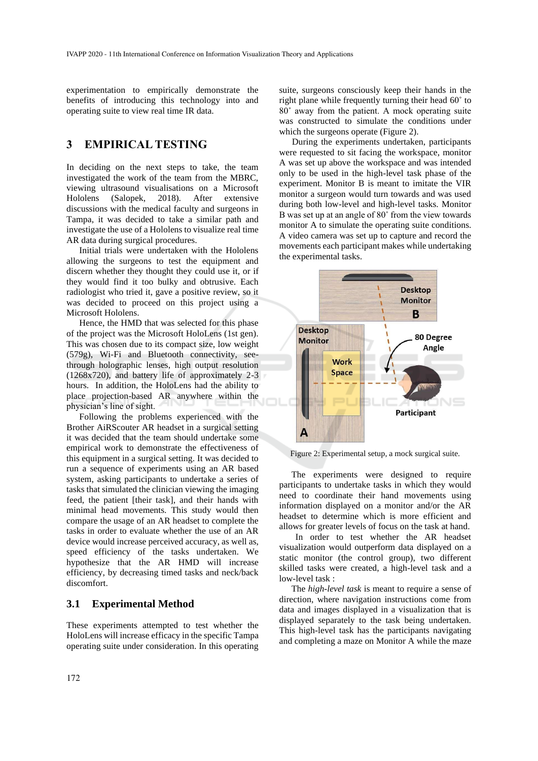experimentation to empirically demonstrate the benefits of introducing this technology into and operating suite to view real time IR data.

# 3 EMPIRICAL TESTING

In deciding on the next steps to take, the team investigated the work of the team from the MBRC, viewing ultrasound visualisations on a Microsoft Hololens (Salopek, 2018). After extensive discussions with the medical faculty and surgeons in Tampa, it was decided to take a similar path and investigate the use of a Hololens to visualize real time AR data during surgical procedures.

Initial trials were undertaken with the Hololens allowing the surgeons to test the equipment and discern whether they thought they could use it, or if they would find it too bulky and obtrusive. Each radiologist who tried it, gave a positive review, so it was decided to proceed on this project using a Microsoft Hololens.

Hence, the HMD that was selected for this phase of the project was the Microsoft HoloLens (1st gen). This was chosen due to its compact size, low weight (579g), Wi-Fi and Bluetooth connectivity, see-through holographic lenses, high output resolution (1268x720), and battery life of approximately 2-3 hours. In addition, the HoloLens had the ability to place projection-based AR anywhere within the physician's line of sight.

Following the problems experienced with the Brother AiRScouter AR headset in a surgical setting it was decided that the team should undertake some empirical work to demonstrate the effectiveness of this equipment in a surgical setting. It was decided to run a sequence of experiments using an AR based system, asking participants to undertake a series of tasks that simulated the clinician viewing the imaging feed, the patient [their task], and their hands with minimal head movements. This study would then compare the usage of an AR headset to complete the tasks in order to evaluate whether the use of an AR device would increase perceived accuracy, as well as, speed efficiency of the tasks undertaken. We hypothesize that the AR HMD will increase efficiency, by decreasing timed tasks and neck/back discomfort.

## 3.1 Experimental Method

These experiments attempted to test whether the HoloLens will increase efficacy in the specific Tampa operating suite under consideration. In this operating suite, surgeons consciously keep their hands in the right plane while frequently turning their head 60˚ to 80˚ away from the patient. A mock operating suite was constructed to simulate the conditions under which the surgeons operate (Figure 2).

During the experiments undertaken, participants were requested to sit facing the workspace, monitor A was set up above the workspace and was intended only to be used in the high-level task phase of the experiment. Monitor B is meant to imitate the VIR monitor a surgeon would turn towards and was used during both low-level and high-level tasks. Monitor B was set up at an angle of 80˚ from the view towards monitor A to simulate the operating suite conditions. A video camera was set up to capture and record the movements each participant makes while undertaking the experimental tasks.

Figure 2: Experimental setup, a mock surgical suite.

The experiments were designed to require participants to undertake tasks in which they would need to coordinate their hand movements using information displayed on a monitor and/or the AR headset to determine which is more efficient and allows for greater levels of focus on the task at hand.

In order to test whether the AR headset visualization would outperform data displayed on a static monitor (the control group), two different skilled tasks were created, a high-level task and a low-level task :

The *high-level task* is meant to require a sense of direction, where navigation instructions come from data and images displayed in a visualization that is displayed separately to the task being undertaken. This high-level task has the participants navigating and completing a maze on Monitor A while the maze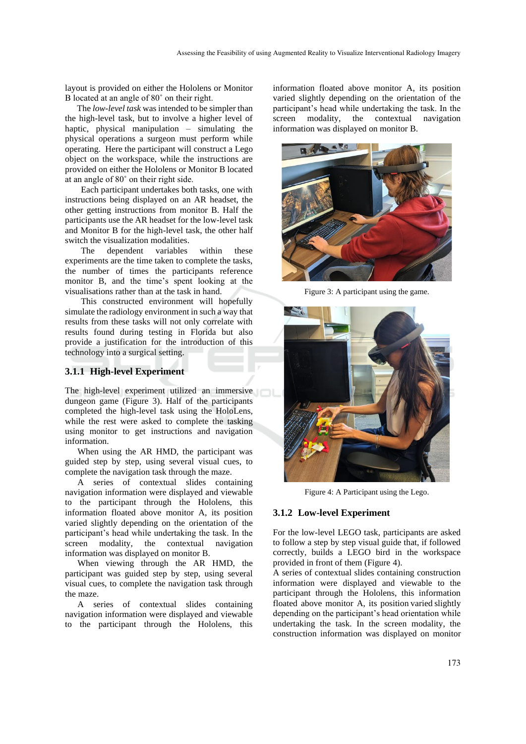layout is provided on either the Hololens or Monitor B located at an angle of 80˚ on their right.

The *low-level task* was intended to be simpler than the high-level task, but to involve a higher level of haptic, physical manipulation – simulating the physical operations a surgeon must perform while operating. Here the participant will construct a Lego object on the workspace, while the instructions are provided on either the Hololens or Monitor B located at an angle of 80˚ on their right side.

Each participant undertakes both tasks, one with instructions being displayed on an AR headset, the other getting instructions from monitor B. Half the participants use the AR headset for the low-level task and Monitor B for the high-level task, the other half switch the visualization modalities.

The dependent variables within these experiments are the time taken to complete the tasks, the number of times the participants reference monitor B, and the time's spent looking at the visualisations rather than at the task in hand.

This constructed environment will hopefully simulate the radiology environment in such a way that results from these tasks will not only correlate with results found during testing in Florida but also provide a justification for the introduction of this technology into a surgical setting.

### 3.1.1 High-level Experiment

The high-level experiment utilized an immersive dungeon game (Figure 3). Half of the participants completed the high-level task using the HoloLens, while the rest were asked to complete the tasking using monitor to get instructions and navigation information.

When using the AR HMD, the participant was guided step by step, using several visual cues, to complete the navigation task through the maze.

A series of contextual slides containing navigation information were displayed and viewable to the participant through the Hololens, this information floated above monitor A, its position varied slightly depending on the orientation of the participant's head while undertaking the task. In the screen modality, the contextual navigation information was displayed on monitor B.

When viewing through the AR HMD, the participant was guided step by step, using several visual cues, to complete the navigation task through the maze.

A series of contextual slides containing navigation information were displayed and viewable to the participant through the Hololens, this information floated above monitor A, its position varied slightly depending on the orientation of the participant's head while undertaking the task. In the screen modality, the contextual navigation information was displayed on monitor B.

Figure 3: A participant using the game.

Figure 4: A Participant using the Lego.

### 3.1.2 Low-level Experiment

For the low-level LEGO task, participants are asked to follow a step by step visual guide that, if followed correctly, builds a LEGO bird in the workspace provided in front of them (Figure 4).
A series of contextual slides containing construction information were displayed and viewable to the participant through the Hololens, this information floated above monitor A, its position varied slightly depending on the participant's head orientation while undertaking the task. In the screen modality, the construction information was displayed on monitor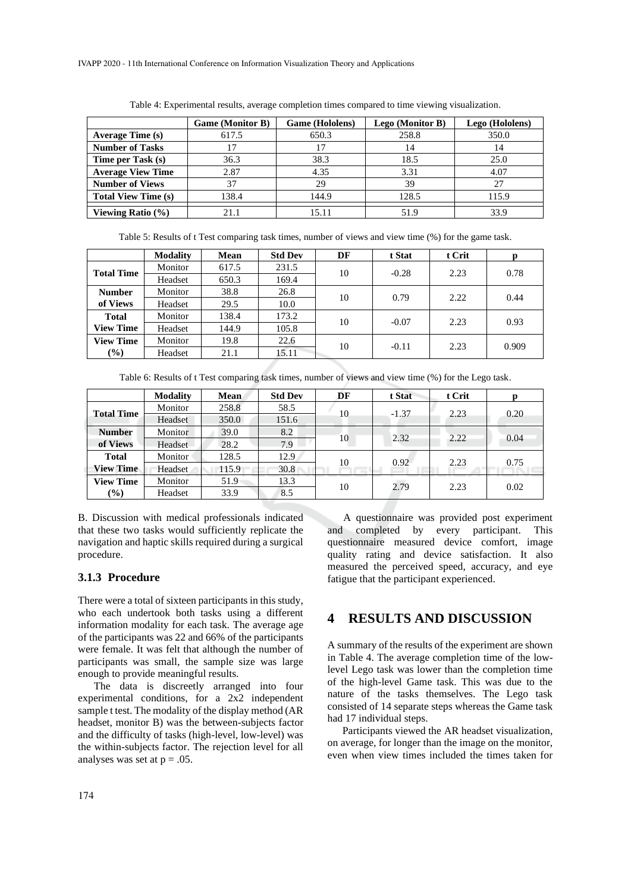Table 4: Experimental results, average completion times compared to time viewing visualization.

| | Game (Monitor B) | Game (Hololens) | Lego (Monitor B) | Lego (Hololens) |
|---|---|---|---|---|
| **Average Time (s)** | 617.5 | 650.3 | 258.8 | 350.0 |
| **Number of Tasks** | 17 | 17 | 14 | 14 |
| **Time per Task (s)** | 36.3 | 38.3 | 18.5 | 25.0 |
| **Average View Time** | 2.87 | 4.35 | 3.31 | 4.07 |
| **Number of Views** | 37 | 29 | 39 | 27 |
| **Total View Time (s)** | 138.4 | 144.9 | 128.5 | 115.9 |
| **Viewing Ratio (%)** | 21.1 | 15.11 | 51.9 | 33.9 |

Table 5: Results of t Test comparing task times, number of views and view time (%) for the game task.

| | Modality | Mean | Std Dev | DF | t Stat | t Crit | p |
|---|---|---|---|---|---|---|---|
| **Total Time** | Monitor | 617.5 | 231.5 | 10 | -0.28 | 2.23 | 0.78 |
| | Headset | 650.3 | 169.4 | | | | |
| **Number of Views** | Monitor | 38.8 | 26.8 | 10 | 0.79 | 2.22 | 0.44 |
| | Headset | 29.5 | 10.0 | | | | |
| **Total View Time** | Monitor | 138.4 | 173.2 | 10 | -0.07 | 2.23 | 0.93 |
| | Headset | 144.9 | 105.8 | | | | |
| **View Time (%)** | Monitor | 19.8 | 22.6 | 10 | -0.11 | 2.23 | 0.909 |
| | Headset | 21.1 | 15.11 | | | | |

Table 6: Results of t Test comparing task times, number of views and view time (%) for the Lego task.

| | Modality | Mean | Std Dev | DF | t Stat | t Crit | p |
|---|---|---|---|---|---|---|---|
| **Total Time** | Monitor | 258.8 | 58.5 | 10 | -1.37 | 2.23 | 0.20 |
| | Headset | 350.0 | 151.6 | | | | |
| **Number of Views** | Monitor | 39.0 | 8.2 | 10 | 2.32 | 2.22 | 0.04 |
| | Headset | 28.2 | 7.9 | | | | |
| **Total View Time** | Monitor | 128.5 | 12.9 | 10 | 0.92 | 2.23 | 0.75 |
| | Headset | 115.9 | 30.8 | | | | |
| **View Time (%)** | Monitor | 51.9 | 13.3 | 10 | 2.79 | 2.23 | 0.02 |
| | Headset | 33.9 | 8.5 | | | | |

B. Discussion with medical professionals indicated that these two tasks would sufficiently replicate the navigation and haptic skills required during a surgical procedure.

### 3.1.3 Procedure

There were a total of sixteen participants in this study, who each undertook both tasks using a different information modality for each task. The average age of the participants was 22 and 66% of the participants were female. It was felt that although the number of participants was small, the sample size was large enough to provide meaningful results.

The data is discreetly arranged into four experimental conditions, for a 2x2 independent sample t test. The modality of the display method (AR headset, monitor B) was the between-subjects factor and the difficulty of tasks (high-level, low-level) was the within-subjects factor. The rejection level for all analyses was set at $p = .05$.

A questionnaire was provided post experiment and completed by every participant. This questionnaire measured device comfort, image quality rating and device satisfaction. It also measured the perceived speed, accuracy, and eye fatigue that the participant experienced.

## 4 RESULTS AND DISCUSSION

A summary of the results of the experiment are shown in Table 4. The average completion time of the low-level Lego task was lower than the completion time of the high-level Game task. This was due to the nature of the tasks themselves. The Lego task consisted of 14 separate steps whereas the Game task had 17 individual steps.

Participants viewed the AR headset visualization, on average, for longer than the image on the monitor, even when view times included the times taken for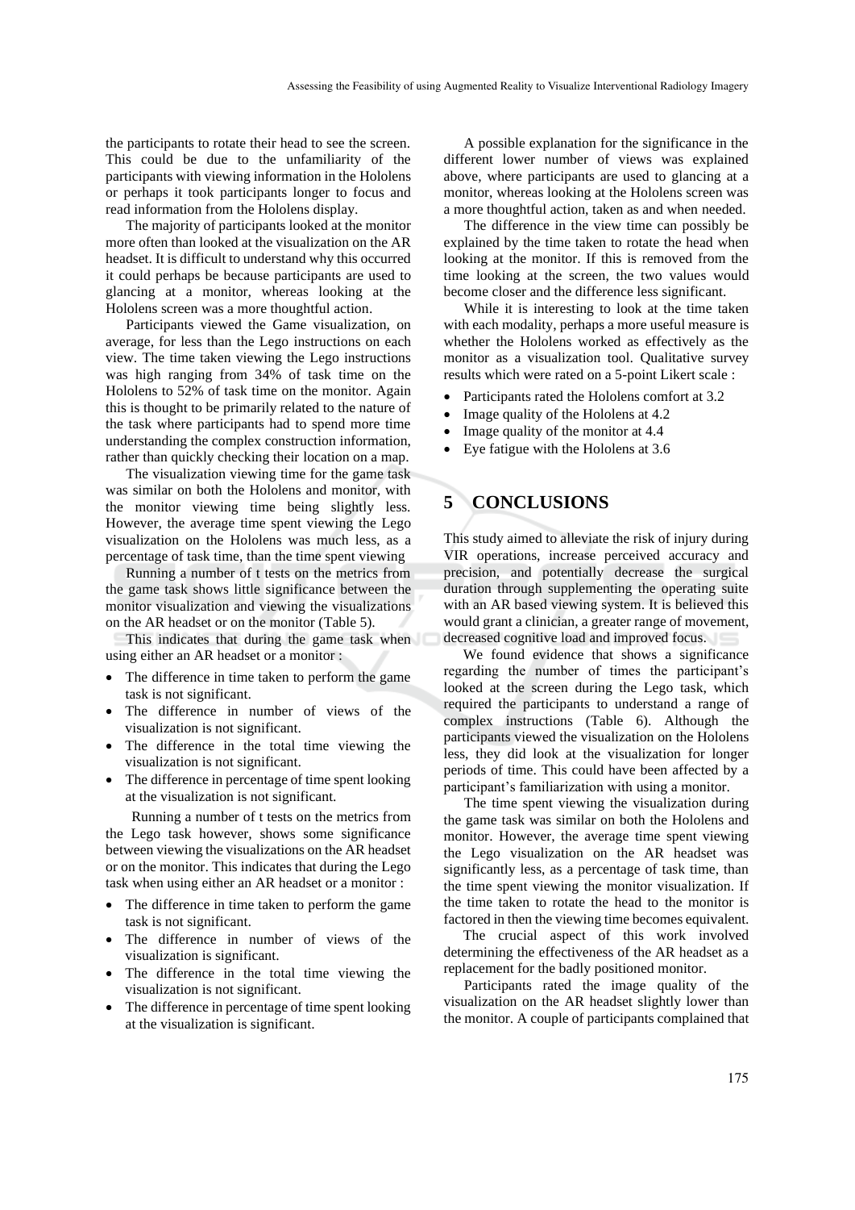the participants to rotate their head to see the screen. This could be due to the unfamiliarity of the participants with viewing information in the Hololens or perhaps it took participants longer to focus and read information from the Hololens display.

The majority of participants looked at the monitor more often than looked at the visualization on the AR headset. It is difficult to understand why this occurred it could perhaps be because participants are used to glancing at a monitor, whereas looking at the Hololens screen was a more thoughtful action.

Participants viewed the Game visualization, on average, for less than the Lego instructions on each view. The time taken viewing the Lego instructions was high ranging from 34% of task time on the Hololens to 52% of task time on the monitor. Again this is thought to be primarily related to the nature of the task where participants had to spend more time understanding the complex construction information, rather than quickly checking their location on a map.

The visualization viewing time for the game task was similar on both the Hololens and monitor, with the monitor viewing time being slightly less. However, the average time spent viewing the Lego visualization on the Hololens was much less, as a percentage of task time, than the time spent viewing

Running a number of t tests on the metrics from the game task shows little significance between the monitor visualization and viewing the visualizations on the AR headset or on the monitor (Table 5).

This indicates that during the game task when using either an AR headset or a monitor :

- The difference in time taken to perform the game task is not significant.
- The difference in number of views of the visualization is not significant.
- The difference in the total time viewing the visualization is not significant.
- The difference in percentage of time spent looking at the visualization is not significant.

Running a number of t tests on the metrics from the Lego task however, shows some significance between viewing the visualizations on the AR headset or on the monitor. This indicates that during the Lego task when using either an AR headset or a monitor :

- The difference in time taken to perform the game task is not significant.
- The difference in number of views of the visualization is significant.
- The difference in the total time viewing the visualization is not significant.
- The difference in percentage of time spent looking at the visualization is significant.

A possible explanation for the significance in the different lower number of views was explained above, where participants are used to glancing at a monitor, whereas looking at the Hololens screen was a more thoughtful action, taken as and when needed.

The difference in the view time can possibly be explained by the time taken to rotate the head when looking at the monitor. If this is removed from the time looking at the screen, the two values would become closer and the difference less significant.

While it is interesting to look at the time taken with each modality, perhaps a more useful measure is whether the Hololens worked as effectively as the monitor as a visualization tool. Qualitative survey results which were rated on a 5-point Likert scale :

- Participants rated the Hololens comfort at 3.2
- Image quality of the Hololens at 4.2
- Image quality of the monitor at 4.4
- Eye fatigue with the Hololens at 3.6

# 5 CONCLUSIONS

This study aimed to alleviate the risk of injury during VIR operations, increase perceived accuracy and precision, and potentially decrease the surgical duration through supplementing the operating suite with an AR based viewing system. It is believed this would grant a clinician, a greater range of movement, decreased cognitive load and improved focus.

We found evidence that shows a significance regarding the number of times the participant's looked at the screen during the Lego task, which required the participants to understand a range of complex instructions (Table 6). Although the participants viewed the visualization on the Hololens less, they did look at the visualization for longer periods of time. This could have been affected by a participant's familiarization with using a monitor.

The time spent viewing the visualization during the game task was similar on both the Hololens and monitor. However, the average time spent viewing the Lego visualization on the AR headset was significantly less, as a percentage of task time, than the time spent viewing the monitor visualization. If the time taken to rotate the head to the monitor is factored in then the viewing time becomes equivalent.

The crucial aspect of this work involved determining the effectiveness of the AR headset as a replacement for the badly positioned monitor.

Participants rated the image quality of the visualization on the AR headset slightly lower than the monitor. A couple of participants complained that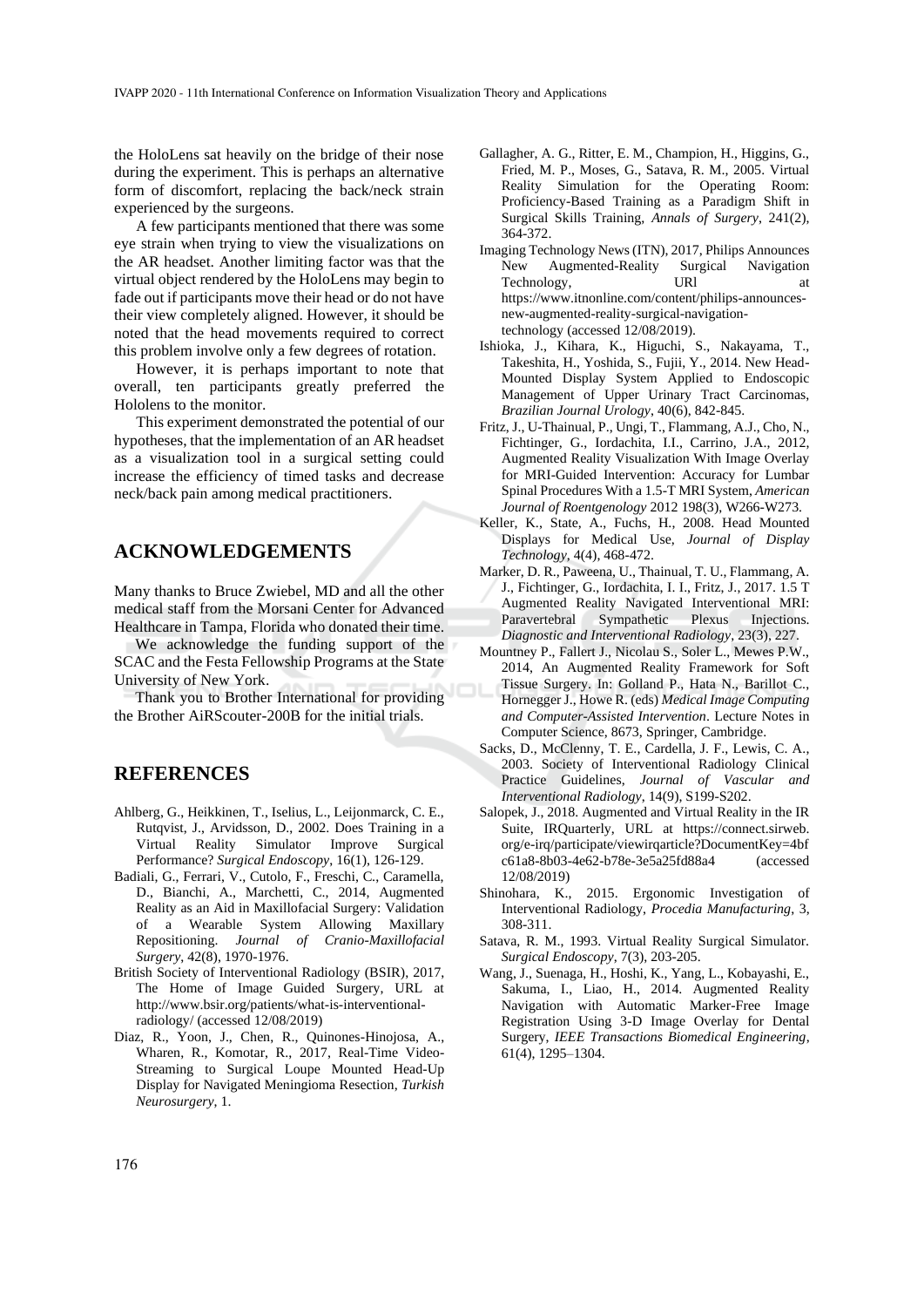the HoloLens sat heavily on the bridge of their nose during the experiment. This is perhaps an alternative form of discomfort, replacing the back/neck strain experienced by the surgeons.

A few participants mentioned that there was some eye strain when trying to view the visualizations on the AR headset. Another limiting factor was that the virtual object rendered by the HoloLens may begin to fade out if participants move their head or do not have their view completely aligned. However, it should be noted that the head movements required to correct this problem involve only a few degrees of rotation.

However, it is perhaps important to note that overall, ten participants greatly preferred the Hololens to the monitor.

This experiment demonstrated the potential of our hypotheses, that the implementation of an AR headset as a visualization tool in a surgical setting could increase the efficiency of timed tasks and decrease neck/back pain among medical practitioners.

## ACKNOWLEDGEMENTS

Many thanks to Bruce Zwiebel, MD and all the other medical staff from the Morsani Center for Advanced Healthcare in Tampa, Florida who donated their time.

We acknowledge the funding support of the SCAC and the Festa Fellowship Programs at the State University of New York.

Thank you to Brother International for providing the Brother AiRScouter-200B for the initial trials.

## REFERENCES

Ahlberg, G., Heikkinen, T., Iselius, L., Leijonmarck, C. E., Rutqvist, J., Arvidsson, D., 2002. Does Training in a Virtual Reality Simulator Improve Surgical Performance? *Surgical Endoscopy*, 16(1), 126-129.

Badiali, G., Ferrari, V., Cutolo, F., Freschi, C., Caramella, D., Bianchi, A., Marchetti, C., 2014, Augmented Reality as an Aid in Maxillofacial Surgery: Validation of a Wearable System Allowing Maxillary Repositioning. *Journal of Cranio-Maxillofacial Surgery*, 42(8), 1970-1976.

British Society of Interventional Radiology (BSIR), 2017, The Home of Image Guided Surgery, URL at http://www.bsir.org/patients/what-is-interventional-radiology/ (accessed 12/08/2019)

Diaz, R., Yoon, J., Chen, R., Quinones-Hinojosa, A., Wharen, R., Komotar, R., 2017, Real-Time Video-Streaming to Surgical Loupe Mounted Head-Up Display for Navigated Meningioma Resection, *Turkish Neurosurgery*, 1.

Gallagher, A. G., Ritter, E. M., Champion, H., Higgins, G., Fried, M. P., Moses, G., Satava, R. M., 2005. Virtual Reality Simulation for the Operating Room: Proficiency-Based Training as a Paradigm Shift in Surgical Skills Training, *Annals of Surgery*, 241(2), 364-372.

Imaging Technology News (ITN), 2017, Philips Announces New Augmented-Reality Surgical Navigation Technology, URl at https://www.itnonline.com/content/philips-announces-new-augmented-reality-surgical-navigation-technology (accessed 12/08/2019).

Ishioka, J., Kihara, K., Higuchi, S., Nakayama, T., Takeshita, H., Yoshida, S., Fujii, Y., 2014. New Head-Mounted Display System Applied to Endoscopic Management of Upper Urinary Tract Carcinomas, *Brazilian Journal Urology*, 40(6), 842-845.

Fritz, J., U-Thainual, P., Ungi, T., Flammang, A.J., Cho, N., Fichtinger, G., Iordachita, I.I., Carrino, J.A., 2012, Augmented Reality Visualization With Image Overlay for MRI-Guided Intervention: Accuracy for Lumbar Spinal Procedures With a 1.5-T MRI System, *American Journal of Roentgenology* 2012 198(3), W266-W273.

Keller, K., State, A., Fuchs, H., 2008. Head Mounted Displays for Medical Use, *Journal of Display Technology*, 4(4), 468-472.

Marker, D. R., Paweena, U., Thainual, T. U., Flammang, A. J., Fichtinger, G., Iordachita, I. I., Fritz, J., 2017. 1.5 T Augmented Reality Navigated Interventional MRI: Paravertebral Sympathetic Plexus Injections. *Diagnostic and Interventional Radiology*, 23(3), 227.

Mountney P., Fallert J., Nicolau S., Soler L., Mewes P.W., 2014, An Augmented Reality Framework for Soft Tissue Surgery. In: Golland P., Hata N., Barillot C., Hornegger J., Howe R. (eds) *Medical Image Computing and Computer-Assisted Intervention*. Lecture Notes in Computer Science, 8673, Springer, Cambridge.

Sacks, D., McClenny, T. E., Cardella, J. F., Lewis, C. A., 2003. Society of Interventional Radiology Clinical Practice Guidelines, *Journal of Vascular and Interventional Radiology*, 14(9), S199-S202.

Salopek, J., 2018. Augmented and Virtual Reality in the IR Suite, IRQuarterly, URL at https://connect.sirweb.org/e-irq/participate/viewirqarticle?DocumentKey=4bfc61a8-8b03-4e62-b78e-3e5a25fd88a4 (accessed 12/08/2019)

Shinohara, K., 2015. Ergonomic Investigation of Interventional Radiology, *Procedia Manufacturing*, 3, 308-311.

Satava, R. M., 1993. Virtual Reality Surgical Simulator. *Surgical Endoscopy*, 7(3), 203-205.

Wang, J., Suenaga, H., Hoshi, K., Yang, L., Kobayashi, E., Sakuma, I., Liao, H., 2014. Augmented Reality Navigation with Automatic Marker-Free Image Registration Using 3-D Image Overlay for Dental Surgery, *IEEE Transactions Biomedical Engineering*, 61(4), 1295–1304.